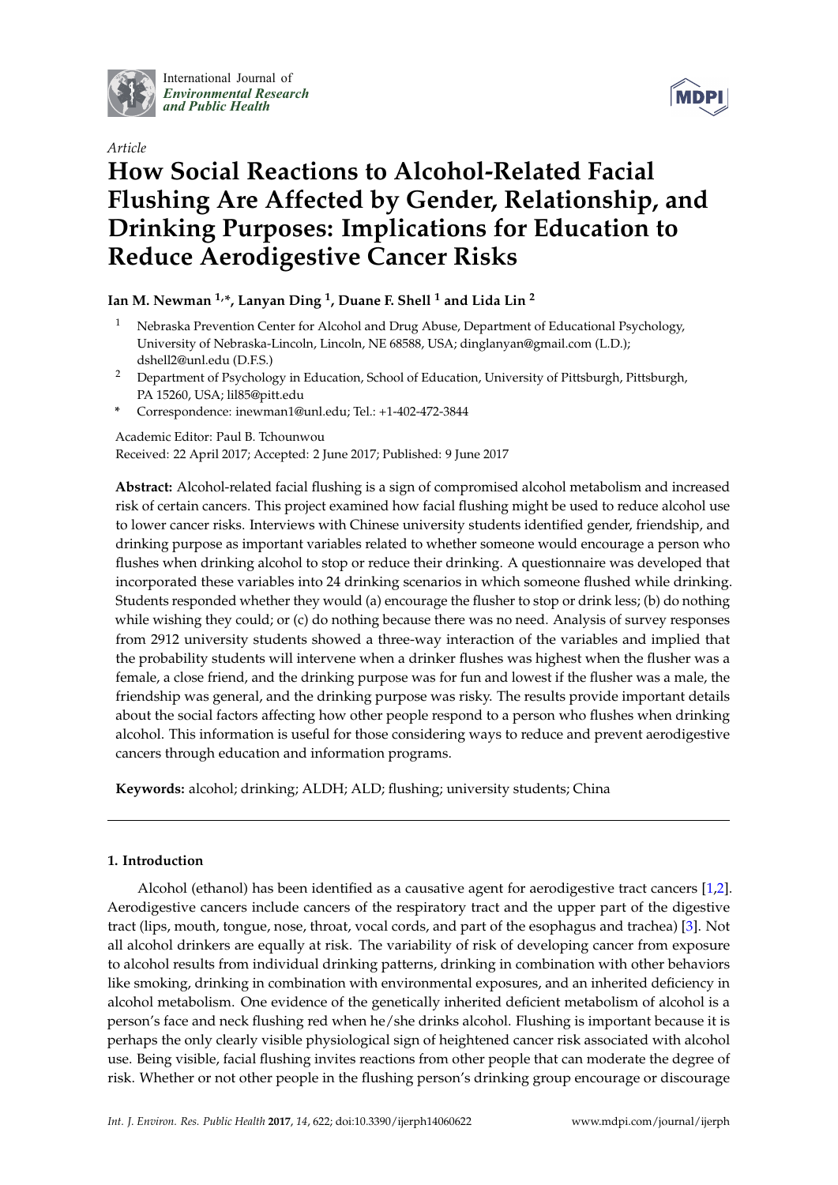*Article*

# How Social Reactions to Alcohol-Related Facial Flushing Are Affected by Gender, Relationship, and Drinking Purposes: Implications for Education to Reduce Aerodigestive Cancer Risks

**Ian M. Newman [1,*], Lanyan Ding [1], Duane F. Shell [1] and Lida Lin [2]**

[1] Nebraska Prevention Center for Alcohol and Drug Abuse, Department of Educational Psychology, University of Nebraska-Lincoln, Lincoln, NE 68588, USA; dinglanyan@gmail.com (L.D.); dshell2@unl.edu (D.F.S.)

[2] Department of Psychology in Education, School of Education, University of Pittsburgh, Pittsburgh, PA 15260, USA; lil85@pitt.edu

* Correspondence: inewman1@unl.edu; Tel.: +1-402-472-3844

Academic Editor: Paul B. Tchounwou

Received: 22 April 2017; Accepted: 2 June 2017; Published: 9 June 2017

**Abstract:** Alcohol-related facial flushing is a sign of compromised alcohol metabolism and increased risk of certain cancers. This project examined how facial flushing might be used to reduce alcohol use to lower cancer risks. Interviews with Chinese university students identified gender, friendship, and drinking purpose as important variables related to whether someone would encourage a person who flushes when drinking alcohol to stop or reduce their drinking. A questionnaire was developed that incorporated these variables into 24 drinking scenarios in which someone flushed while drinking. Students responded whether they would (a) encourage the flusher to stop or drink less; (b) do nothing while wishing they could; or (c) do nothing because there was no need. Analysis of survey responses from 2912 university students showed a three-way interaction of the variables and implied that the probability students will intervene when a drinker flushes was highest when the flusher was a female, a close friend, and the drinking purpose was for fun and lowest if the flusher was a male, the friendship was general, and the drinking purpose was risky. The results provide important details about the social factors affecting how other people respond to a person who flushes when drinking alcohol. This information is useful for those considering ways to reduce and prevent aerodigestive cancers through education and information programs.

**Keywords:** alcohol; drinking; ALDH; ALD; flushing; university students; China

## 1. Introduction

Alcohol (ethanol) has been identified as a causative agent for aerodigestive tract cancers [1,2]. Aerodigestive cancers include cancers of the respiratory tract and the upper part of the digestive tract (lips, mouth, tongue, nose, throat, vocal cords, and part of the esophagus and trachea) [3]. Not all alcohol drinkers are equally at risk. The variability of risk of developing cancer from exposure to alcohol results from individual drinking patterns, drinking in combination with other behaviors like smoking, drinking in combination with environmental exposures, and an inherited deficiency in alcohol metabolism. One evidence of the genetically inherited deficient metabolism of alcohol is a person's face and neck flushing red when he/she drinks alcohol. Flushing is important because it is perhaps the only clearly visible physiological sign of heightened cancer risk associated with alcohol use. Being visible, facial flushing invites reactions from other people that can moderate the degree of risk. Whether or not other people in the flushing person's drinking group encourage or discourage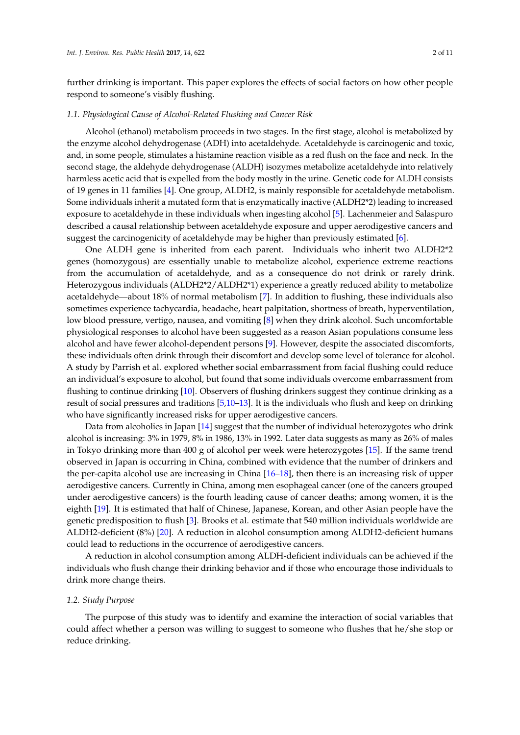further drinking is important. This paper explores the effects of social factors on how other people respond to someone's visibly flushing.

### 1.1. Physiological Cause of Alcohol-Related Flushing and Cancer Risk

Alcohol (ethanol) metabolism proceeds in two stages. In the first stage, alcohol is metabolized by the enzyme alcohol dehydrogenase (ADH) into acetaldehyde. Acetaldehyde is carcinogenic and toxic, and, in some people, stimulates a histamine reaction visible as a red flush on the face and neck. In the second stage, the aldehyde dehydrogenase (ALDH) isozymes metabolize acetaldehyde into relatively harmless acetic acid that is expelled from the body mostly in the urine. Genetic code for ALDH consists of 19 genes in 11 families [4]. One group, ALDH2, is mainly responsible for acetaldehyde metabolism. Some individuals inherit a mutated form that is enzymatically inactive (ALDH2*2) leading to increased exposure to acetaldehyde in these individuals when ingesting alcohol [5]. Lachenmeier and Salaspuro described a causal relationship between acetaldehyde exposure and upper aerodigestive cancers and suggest the carcinogenicity of acetaldehyde may be higher than previously estimated [6].

One ALDH gene is inherited from each parent. Individuals who inherit two ALDH2*2 genes (homozygous) are essentially unable to metabolize alcohol, experience extreme reactions from the accumulation of acetaldehyde, and as a consequence do not drink or rarely drink. Heterozygous individuals (ALDH2*2/ALDH2*1) experience a greatly reduced ability to metabolize acetaldehyde—about 18% of normal metabolism [7]. In addition to flushing, these individuals also sometimes experience tachycardia, headache, heart palpitation, shortness of breath, hyperventilation, low blood pressure, vertigo, nausea, and vomiting [8] when they drink alcohol. Such uncomfortable physiological responses to alcohol have been suggested as a reason Asian populations consume less alcohol and have fewer alcohol-dependent persons [9]. However, despite the associated discomforts, these individuals often drink through their discomfort and develop some level of tolerance for alcohol. A study by Parrish et al. explored whether social embarrassment from facial flushing could reduce an individual's exposure to alcohol, but found that some individuals overcome embarrassment from flushing to continue drinking [10]. Observers of flushing drinkers suggest they continue drinking as a result of social pressures and traditions [5,10–13]. It is the individuals who flush and keep on drinking who have significantly increased risks for upper aerodigestive cancers.

Data from alcoholics in Japan [14] suggest that the number of individual heterozygotes who drink alcohol is increasing: 3% in 1979, 8% in 1986, 13% in 1992. Later data suggests as many as 26% of males in Tokyo drinking more than 400 g of alcohol per week were heterozygotes [15]. If the same trend observed in Japan is occurring in China, combined with evidence that the number of drinkers and the per-capita alcohol use are increasing in China [16–18], then there is an increasing risk of upper aerodigestive cancers. Currently in China, among men esophageal cancer (one of the cancers grouped under aerodigestive cancers) is the fourth leading cause of cancer deaths; among women, it is the eighth [19]. It is estimated that half of Chinese, Japanese, Korean, and other Asian people have the genetic predisposition to flush [3]. Brooks et al. estimate that 540 million individuals worldwide are ALDH2-deficient (8%) [20]. A reduction in alcohol consumption among ALDH2-deficient humans could lead to reductions in the occurrence of aerodigestive cancers.

A reduction in alcohol consumption among ALDH-deficient individuals can be achieved if the individuals who flush change their drinking behavior and if those who encourage those individuals to drink more change theirs.

### 1.2. Study Purpose

The purpose of this study was to identify and examine the interaction of social variables that could affect whether a person was willing to suggest to someone who flushes that he/she stop or reduce drinking.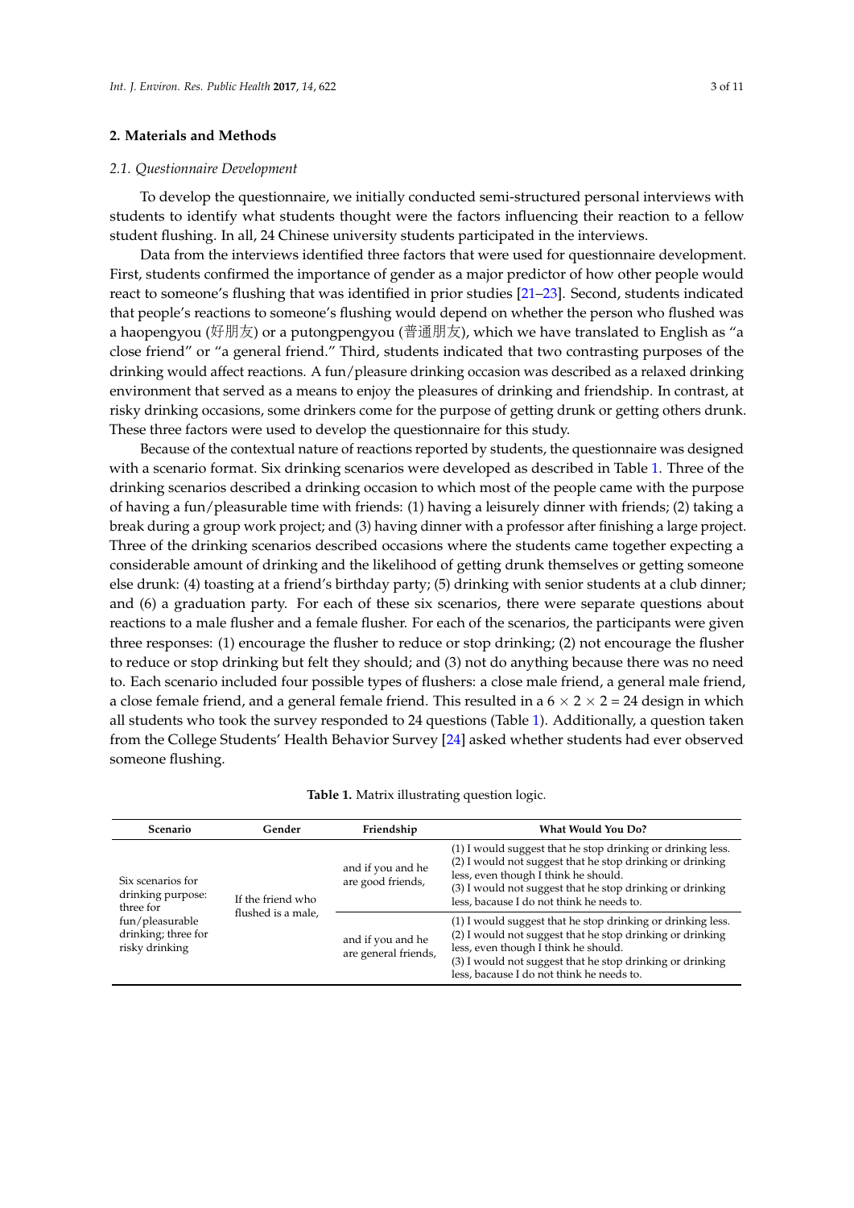## 2. Materials and Methods

### 2.1. Questionnaire Development

To develop the questionnaire, we initially conducted semi-structured personal interviews with students to identify what students thought were the factors influencing their reaction to a fellow student flushing. In all, 24 Chinese university students participated in the interviews.

Data from the interviews identified three factors that were used for questionnaire development. First, students confirmed the importance of gender as a major predictor of how other people would react to someone's flushing that was identified in prior studies [21–23]. Second, students indicated that people's reactions to someone's flushing would depend on whether the person who flushed was a haopengyou (好朋友) or a putongpengyou (普通朋友), which we have translated to English as "a close friend" or "a general friend." Third, students indicated that two contrasting purposes of the drinking would affect reactions. A fun/pleasure drinking occasion was described as a relaxed drinking environment that served as a means to enjoy the pleasures of drinking and friendship. In contrast, at risky drinking occasions, some drinkers come for the purpose of getting drunk or getting others drunk. These three factors were used to develop the questionnaire for this study.

Because of the contextual nature of reactions reported by students, the questionnaire was designed with a scenario format. Six drinking scenarios were developed as described in Table 1. Three of the drinking scenarios described a drinking occasion to which most of the people came with the purpose of having a fun/pleasurable time with friends: (1) having a leisurely dinner with friends; (2) taking a break during a group work project; and (3) having dinner with a professor after finishing a large project. Three of the drinking scenarios described occasions where the students came together expecting a considerable amount of drinking and the likelihood of getting drunk themselves or getting someone else drunk: (4) toasting at a friend's birthday party; (5) drinking with senior students at a club dinner; and (6) a graduation party. For each of these six scenarios, there were separate questions about reactions to a male flusher and a female flusher. For each of the scenarios, the participants were given three responses: (1) encourage the flusher to reduce or stop drinking; (2) not encourage the flusher to reduce or stop drinking but felt they should; and (3) not do anything because there was no need to. Each scenario included four possible types of flushers: a close male friend, a general male friend, a close female friend, and a general female friend. This resulted in a $6 \times 2 \times 2 = 24$ design in which all students who took the survey responded to 24 questions (Table 1). Additionally, a question taken from the College Students' Health Behavior Survey [24] asked whether students had ever observed someone flushing.

**Table 1.** Matrix illustrating question logic.

| Scenario | Gender | Friendship | What Would You Do? |
|---|---|---|---|
| Six scenarios for drinking purpose: three for fun/pleasurable drinking; three for risky drinking | If the friend who flushed is a male, | and if you and he are good friends, | (1) I would suggest that he stop drinking or drinking less.<br>(2) I would not suggest that he stop drinking or drinking less, even though I think he should.<br>(3) I would not suggest that he stop drinking or drinking less, bacause I do not think he needs to. |
| | | and if you and he are general friends, | (1) I would suggest that he stop drinking or drinking less.<br>(2) I would not suggest that he stop drinking or drinking less, even though I think he should.<br>(3) I would not suggest that he stop drinking or drinking less, bacause I do not think he needs to. |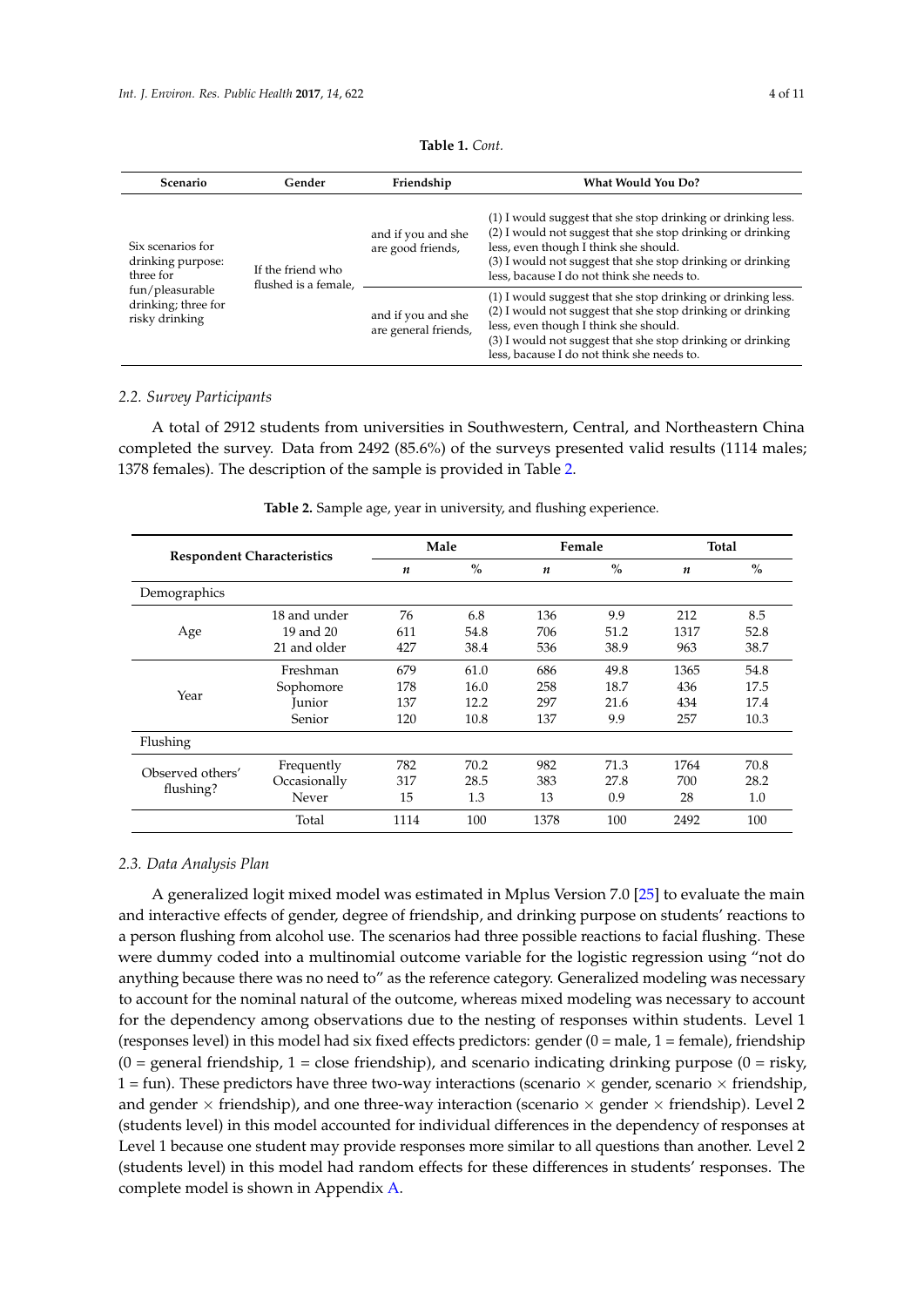**Table 1.** *Cont.*

| Scenario | Gender | Friendship | What Would You Do? |
|---|---|---|---|
| Six scenarios for drinking purpose: three for fun/pleasurable drinking; three for risky drinking | If the friend who flushed is a female, | and if you and she are good friends, | (1) I would suggest that she stop drinking or drinking less. (2) I would not suggest that she stop drinking or drinking less, even though I think she should. (3) I would not suggest that she stop drinking or drinking less, bacause I do not think she needs to. |
| | | and if you and she are general friends, | (1) I would suggest that she stop drinking or drinking less. (2) I would not suggest that she stop drinking or drinking less, even though I think she should. (3) I would not suggest that she stop drinking or drinking less, bacause I do not think she needs to. |

### 2.2. Survey Participants

A total of 2912 students from universities in Southwestern, Central, and Northeastern China completed the survey. Data from 2492 (85.6%) of the surveys presented valid results (1114 males; 1378 females). The description of the sample is provided in Table 2.

**Table 2.** Sample age, year in university, and flushing experience.

| Respondent Characteristics | | Male | | Female | | Total | |
|---|---|---|---|---|---|---|---|
| | | *n* | % | *n* | % | *n* | % |
| Demographics | | | | | | | |
| Age | 18 and under | 76 | 6.8 | 136 | 9.9 | 212 | 8.5 |
| | 19 and 20 | 611 | 54.8 | 706 | 51.2 | 1317 | 52.8 |
| | 21 and older | 427 | 38.4 | 536 | 38.9 | 963 | 38.7 |
| Year | Freshman | 679 | 61.0 | 686 | 49.8 | 1365 | 54.8 |
| | Sophomore | 178 | 16.0 | 258 | 18.7 | 436 | 17.5 |
| | Junior | 137 | 12.2 | 297 | 21.6 | 434 | 17.4 |
| | Senior | 120 | 10.8 | 137 | 9.9 | 257 | 10.3 |
| Flushing | | | | | | | |
| Observed others' flushing? | Frequently | 782 | 70.2 | 982 | 71.3 | 1764 | 70.8 |
| | Occasionally | 317 | 28.5 | 383 | 27.8 | 700 | 28.2 |
| | Never | 15 | 1.3 | 13 | 0.9 | 28 | 1.0 |
| | Total | 1114 | 100 | 1378 | 100 | 2492 | 100 |

### 2.3. Data Analysis Plan

A generalized logit mixed model was estimated in Mplus Version 7.0 [25] to evaluate the main and interactive effects of gender, degree of friendship, and drinking purpose on students' reactions to a person flushing from alcohol use. The scenarios had three possible reactions to facial flushing. These were dummy coded into a multinomial outcome variable for the logistic regression using "not do anything because there was no need to" as the reference category. Generalized modeling was necessary to account for the nominal natural of the outcome, whereas mixed modeling was necessary to account for the dependency among observations due to the nesting of responses within students. Level 1 (responses level) in this model had six fixed effects predictors: gender (0 = male, 1 = female), friendship (0 = general friendship, 1 = close friendship), and scenario indicating drinking purpose (0 = risky, 1 = fun). These predictors have three two-way interactions (scenario × gender, scenario × friendship, and gender × friendship), and one three-way interaction (scenario × gender × friendship). Level 2 (students level) in this model accounted for individual differences in the dependency of responses at Level 1 because one student may provide responses more similar to all questions than another. Level 2 (students level) in this model had random effects for these differences in students' responses. The complete model is shown in Appendix A.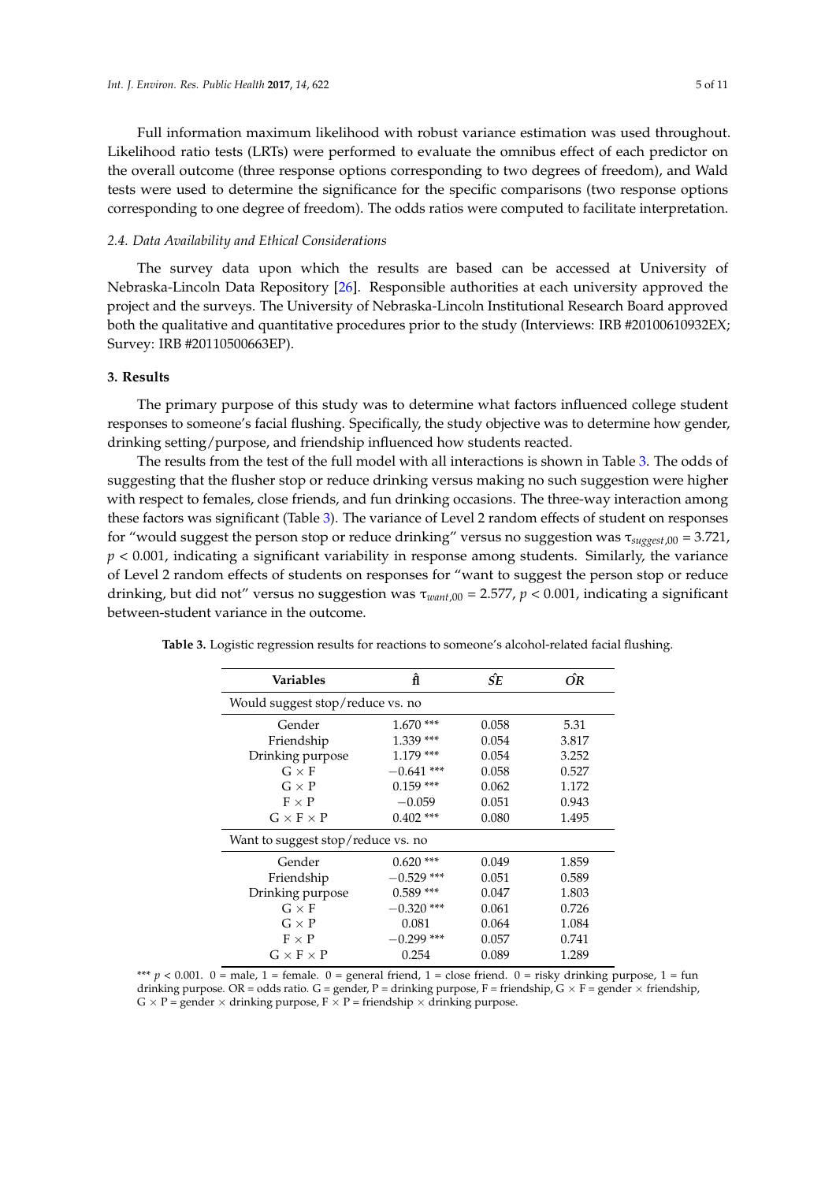Full information maximum likelihood with robust variance estimation was used throughout. Likelihood ratio tests (LRTs) were performed to evaluate the omnibus effect of each predictor on the overall outcome (three response options corresponding to two degrees of freedom), and Wald tests were used to determine the significance for the specific comparisons (two response options corresponding to one degree of freedom). The odds ratios were computed to facilitate interpretation.

### 2.4. Data Availability and Ethical Considerations

The survey data upon which the results are based can be accessed at University of Nebraska-Lincoln Data Repository [26]. Responsible authorities at each university approved the project and the surveys. The University of Nebraska-Lincoln Institutional Research Board approved both the qualitative and quantitative procedures prior to the study (Interviews: IRB #20100610932EX; Survey: IRB #20110500663EP).

## 3. Results

The primary purpose of this study was to determine what factors influenced college student responses to someone's facial flushing. Specifically, the study objective was to determine how gender, drinking setting/purpose, and friendship influenced how students reacted.

The results from the test of the full model with all interactions is shown in Table 3. The odds of suggesting that the flusher stop or reduce drinking versus making no such suggestion were higher with respect to females, close friends, and fun drinking occasions. The three-way interaction among these factors was significant (Table 3). The variance of Level 2 random effects of student on responses for "would suggest the person stop or reduce drinking" versus no suggestion was $\tau_{suggest,00} = 3.721$, $p < 0.001$, indicating a significant variability in response among students. Similarly, the variance of Level 2 random effects of students on responses for "want to suggest the person stop or reduce drinking, but did not" versus no suggestion was $\tau_{want,00} = 2.577$, $p < 0.001$, indicating a significant between-student variance in the outcome.

**Table 3.** Logistic regression results for reactions to someone's alcohol-related facial flushing.

| Variables | $\hat{\beta}$ | $\hat{SE}$ | $\hat{OR}$ |
|---|---|---|---|
| Would suggest stop/reduce vs. no | | | |
| Gender | 1.670 *** | 0.058 | 5.31 |
| Friendship | 1.339 *** | 0.054 | 3.817 |
| Drinking purpose | 1.179 *** | 0.054 | 3.252 |
| G × F | −0.641 *** | 0.058 | 0.527 |
| G × P | 0.159 *** | 0.062 | 1.172 |
| F × P | −0.059 | 0.051 | 0.943 |
| G × F × P | 0.402 *** | 0.080 | 1.495 |
| Want to suggest stop/reduce vs. no | | | |
| Gender | 0.620 *** | 0.049 | 1.859 |
| Friendship | −0.529 *** | 0.051 | 0.589 |
| Drinking purpose | 0.589 *** | 0.047 | 1.803 |
| G × F | −0.320 *** | 0.061 | 0.726 |
| G × P | 0.081 | 0.064 | 1.084 |
| F × P | −0.299 *** | 0.057 | 0.741 |
| G × F × P | 0.254 | 0.089 | 1.289 |

*** $p < 0.001$. 0 = male, 1 = female. 0 = general friend, 1 = close friend. 0 = risky drinking purpose, 1 = fun drinking purpose. OR = odds ratio. G = gender, P = drinking purpose, F = friendship, G × F = gender × friendship, G × P = gender × drinking purpose, F × P = friendship × drinking purpose.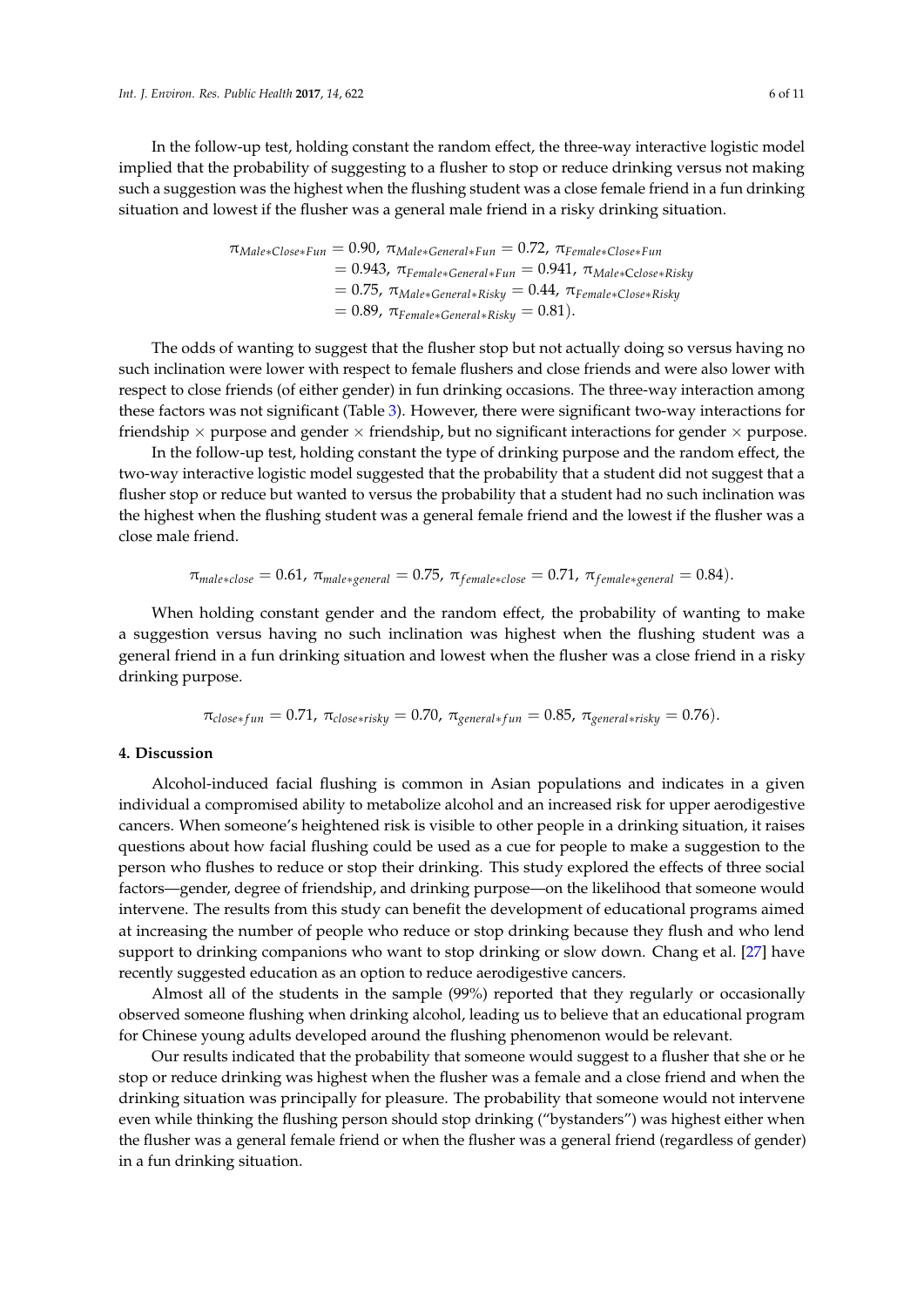In the follow-up test, holding constant the random effect, the three-way interactive logistic model implied that the probability of suggesting to a flusher to stop or reduce drinking versus not making such a suggestion was the highest when the flushing student was a close female friend in a fun drinking situation and lowest if the flusher was a general male friend in a risky drinking situation.

$$\begin{aligned}\pi_{Male*Close*Fun} = 0.90,\ \pi_{Male*General*Fun} = 0.72,\ \pi_{Female*Close*Fun} \\ = 0.943,\ \pi_{Female*General*Fun} = 0.941,\ \pi_{Male*Cclose*Risky} \\ = 0.75,\ \pi_{Male*General*Risky} = 0.44,\ \pi_{Female*Close*Risky} \\ = 0.89,\ \pi_{Female*General*Risky} = 0.81).\end{aligned}$$

The odds of wanting to suggest that the flusher stop but not actually doing so versus having no such inclination were lower with respect to female flushers and close friends and were also lower with respect to close friends (of either gender) in fun drinking occasions. The three-way interaction among these factors was not significant (Table 3). However, there were significant two-way interactions for friendship $\times$ purpose and gender $\times$ friendship, but no significant interactions for gender $\times$ purpose.

In the follow-up test, holding constant the type of drinking purpose and the random effect, the two-way interactive logistic model suggested that the probability that a student did not suggest that a flusher stop or reduce but wanted to versus the probability that a student had no such inclination was the highest when the flushing student was a general female friend and the lowest if the flusher was a close male friend.

$$\pi_{male*close} = 0.61,\ \pi_{male*general} = 0.75,\ \pi_{female*close} = 0.71,\ \pi_{female*general} = 0.84).$$

When holding constant gender and the random effect, the probability of wanting to make a suggestion versus having no such inclination was highest when the flushing student was a general friend in a fun drinking situation and lowest when the flusher was a close friend in a risky drinking purpose.

$$\pi_{close*fun} = 0.71,\ \pi_{close*risky} = 0.70,\ \pi_{general*fun} = 0.85,\ \pi_{general*risky} = 0.76).$$

## 4. Discussion

Alcohol-induced facial flushing is common in Asian populations and indicates in a given individual a compromised ability to metabolize alcohol and an increased risk for upper aerodigestive cancers. When someone's heightened risk is visible to other people in a drinking situation, it raises questions about how facial flushing could be used as a cue for people to make a suggestion to the person who flushes to reduce or stop their drinking. This study explored the effects of three social factors—gender, degree of friendship, and drinking purpose—on the likelihood that someone would intervene. The results from this study can benefit the development of educational programs aimed at increasing the number of people who reduce or stop drinking because they flush and who lend support to drinking companions who want to stop drinking or slow down. Chang et al. [27] have recently suggested education as an option to reduce aerodigestive cancers.

Almost all of the students in the sample (99%) reported that they regularly or occasionally observed someone flushing when drinking alcohol, leading us to believe that an educational program for Chinese young adults developed around the flushing phenomenon would be relevant.

Our results indicated that the probability that someone would suggest to a flusher that she or he stop or reduce drinking was highest when the flusher was a female and a close friend and when the drinking situation was principally for pleasure. The probability that someone would not intervene even while thinking the flushing person should stop drinking ("bystanders") was highest either when the flusher was a general female friend or when the flusher was a general friend (regardless of gender) in a fun drinking situation.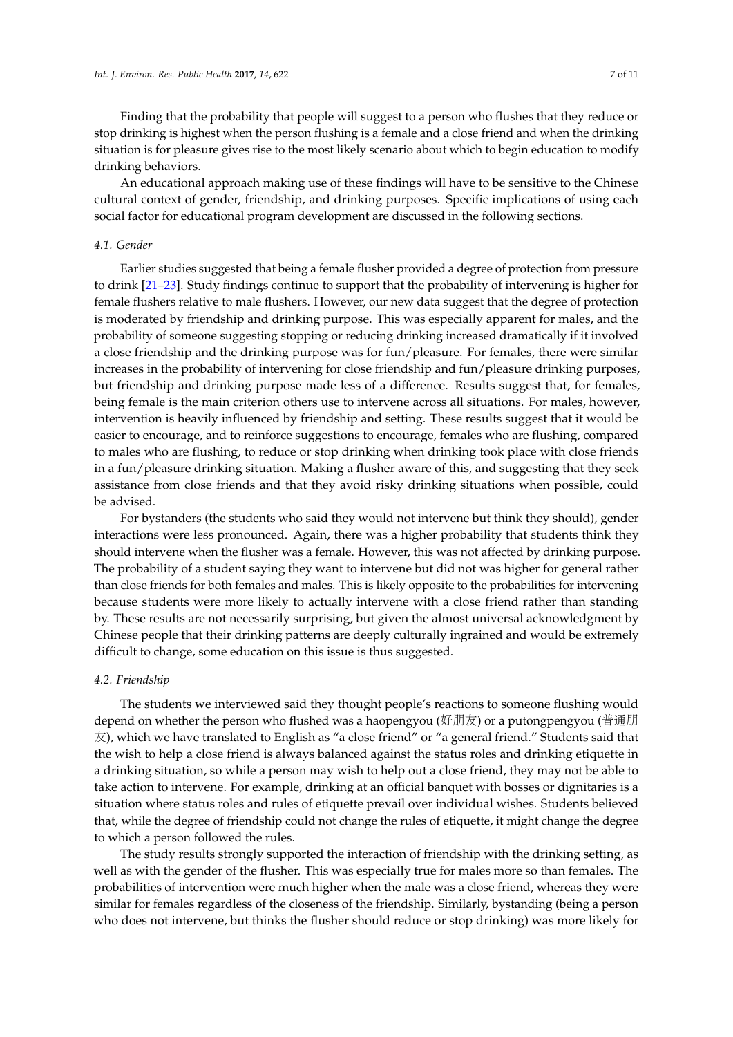Finding that the probability that people will suggest to a person who flushes that they reduce or stop drinking is highest when the person flushing is a female and a close friend and when the drinking situation is for pleasure gives rise to the most likely scenario about which to begin education to modify drinking behaviors.

An educational approach making use of these findings will have to be sensitive to the Chinese cultural context of gender, friendship, and drinking purposes. Specific implications of using each social factor for educational program development are discussed in the following sections.

### *4.1. Gender*

Earlier studies suggested that being a female flusher provided a degree of protection from pressure to drink [21–23]. Study findings continue to support that the probability of intervening is higher for female flushers relative to male flushers. However, our new data suggest that the degree of protection is moderated by friendship and drinking purpose. This was especially apparent for males, and the probability of someone suggesting stopping or reducing drinking increased dramatically if it involved a close friendship and the drinking purpose was for fun/pleasure. For females, there were similar increases in the probability of intervening for close friendship and fun/pleasure drinking purposes, but friendship and drinking purpose made less of a difference. Results suggest that, for females, being female is the main criterion others use to intervene across all situations. For males, however, intervention is heavily influenced by friendship and setting. These results suggest that it would be easier to encourage, and to reinforce suggestions to encourage, females who are flushing, compared to males who are flushing, to reduce or stop drinking when drinking took place with close friends in a fun/pleasure drinking situation. Making a flusher aware of this, and suggesting that they seek assistance from close friends and that they avoid risky drinking situations when possible, could be advised.

For bystanders (the students who said they would not intervene but think they should), gender interactions were less pronounced. Again, there was a higher probability that students think they should intervene when the flusher was a female. However, this was not affected by drinking purpose. The probability of a student saying they want to intervene but did not was higher for general rather than close friends for both females and males. This is likely opposite to the probabilities for intervening because students were more likely to actually intervene with a close friend rather than standing by. These results are not necessarily surprising, but given the almost universal acknowledgment by Chinese people that their drinking patterns are deeply culturally ingrained and would be extremely difficult to change, some education on this issue is thus suggested.

### *4.2. Friendship*

The students we interviewed said they thought people's reactions to someone flushing would depend on whether the person who flushed was a haopengyou (好朋友) or a putongpengyou (普通朋友), which we have translated to English as "a close friend" or "a general friend." Students said that the wish to help a close friend is always balanced against the status roles and drinking etiquette in a drinking situation, so while a person may wish to help out a close friend, they may not be able to take action to intervene. For example, drinking at an official banquet with bosses or dignitaries is a situation where status roles and rules of etiquette prevail over individual wishes. Students believed that, while the degree of friendship could not change the rules of etiquette, it might change the degree to which a person followed the rules.

The study results strongly supported the interaction of friendship with the drinking setting, as well as with the gender of the flusher. This was especially true for males more so than females. The probabilities of intervention were much higher when the male was a close friend, whereas they were similar for females regardless of the closeness of the friendship. Similarly, bystanding (being a person who does not intervene, but thinks the flusher should reduce or stop drinking) was more likely for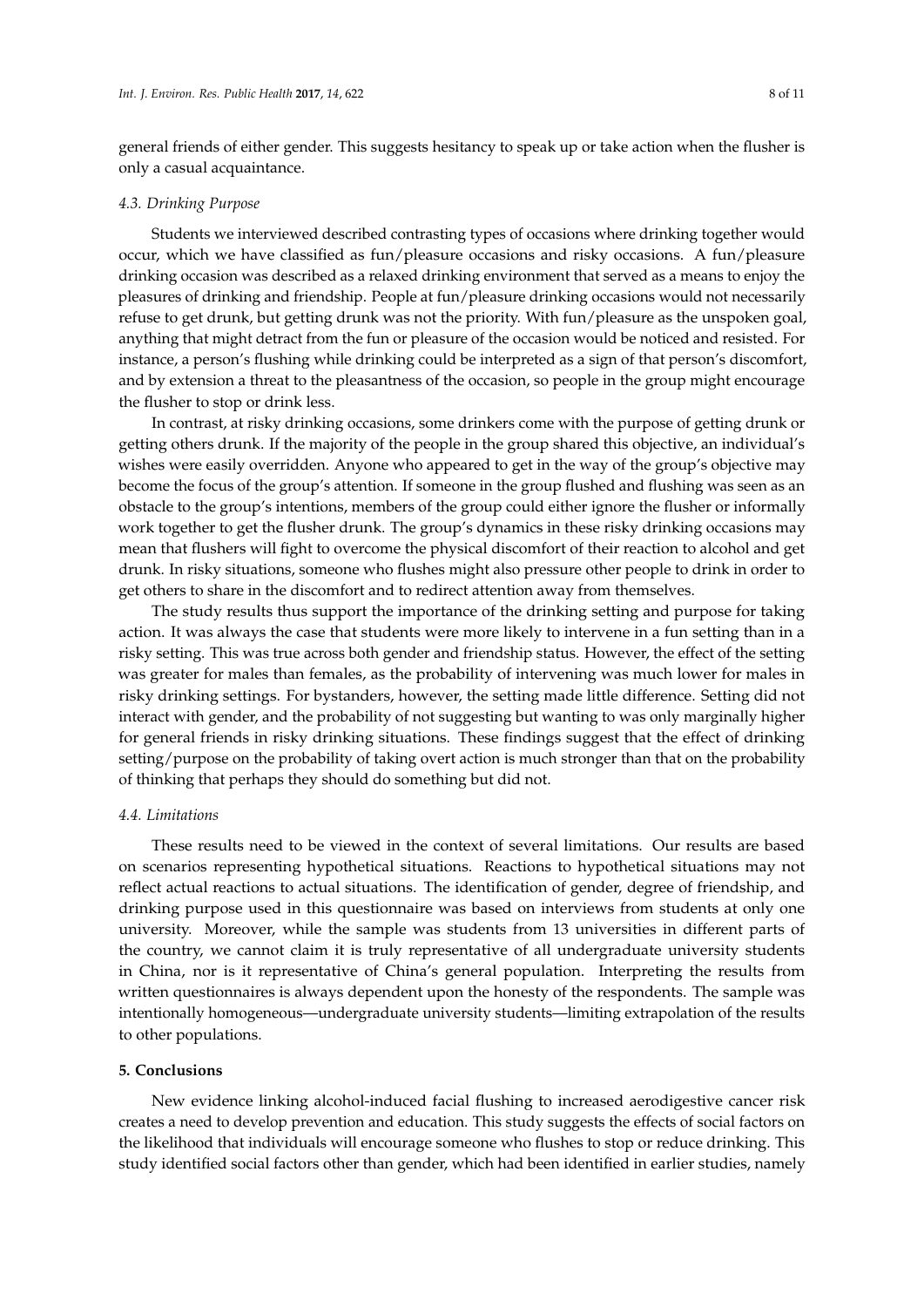general friends of either gender. This suggests hesitancy to speak up or take action when the flusher is only a casual acquaintance.

### 4.3. Drinking Purpose

Students we interviewed described contrasting types of occasions where drinking together would occur, which we have classified as fun/pleasure occasions and risky occasions. A fun/pleasure drinking occasion was described as a relaxed drinking environment that served as a means to enjoy the pleasures of drinking and friendship. People at fun/pleasure drinking occasions would not necessarily refuse to get drunk, but getting drunk was not the priority. With fun/pleasure as the unspoken goal, anything that might detract from the fun or pleasure of the occasion would be noticed and resisted. For instance, a person's flushing while drinking could be interpreted as a sign of that person's discomfort, and by extension a threat to the pleasantness of the occasion, so people in the group might encourage the flusher to stop or drink less.

In contrast, at risky drinking occasions, some drinkers come with the purpose of getting drunk or getting others drunk. If the majority of the people in the group shared this objective, an individual's wishes were easily overridden. Anyone who appeared to get in the way of the group's objective may become the focus of the group's attention. If someone in the group flushed and flushing was seen as an obstacle to the group's intentions, members of the group could either ignore the flusher or informally work together to get the flusher drunk. The group's dynamics in these risky drinking occasions may mean that flushers will fight to overcome the physical discomfort of their reaction to alcohol and get drunk. In risky situations, someone who flushes might also pressure other people to drink in order to get others to share in the discomfort and to redirect attention away from themselves.

The study results thus support the importance of the drinking setting and purpose for taking action. It was always the case that students were more likely to intervene in a fun setting than in a risky setting. This was true across both gender and friendship status. However, the effect of the setting was greater for males than females, as the probability of intervening was much lower for males in risky drinking settings. For bystanders, however, the setting made little difference. Setting did not interact with gender, and the probability of not suggesting but wanting to was only marginally higher for general friends in risky drinking situations. These findings suggest that the effect of drinking setting/purpose on the probability of taking overt action is much stronger than that on the probability of thinking that perhaps they should do something but did not.

### 4.4. Limitations

These results need to be viewed in the context of several limitations. Our results are based on scenarios representing hypothetical situations. Reactions to hypothetical situations may not reflect actual reactions to actual situations. The identification of gender, degree of friendship, and drinking purpose used in this questionnaire was based on interviews from students at only one university. Moreover, while the sample was students from 13 universities in different parts of the country, we cannot claim it is truly representative of all undergraduate university students in China, nor is it representative of China's general population. Interpreting the results from written questionnaires is always dependent upon the honesty of the respondents. The sample was intentionally homogeneous—undergraduate university students—limiting extrapolation of the results to other populations.

## 5. Conclusions

New evidence linking alcohol-induced facial flushing to increased aerodigestive cancer risk creates a need to develop prevention and education. This study suggests the effects of social factors on the likelihood that individuals will encourage someone who flushes to stop or reduce drinking. This study identified social factors other than gender, which had been identified in earlier studies, namely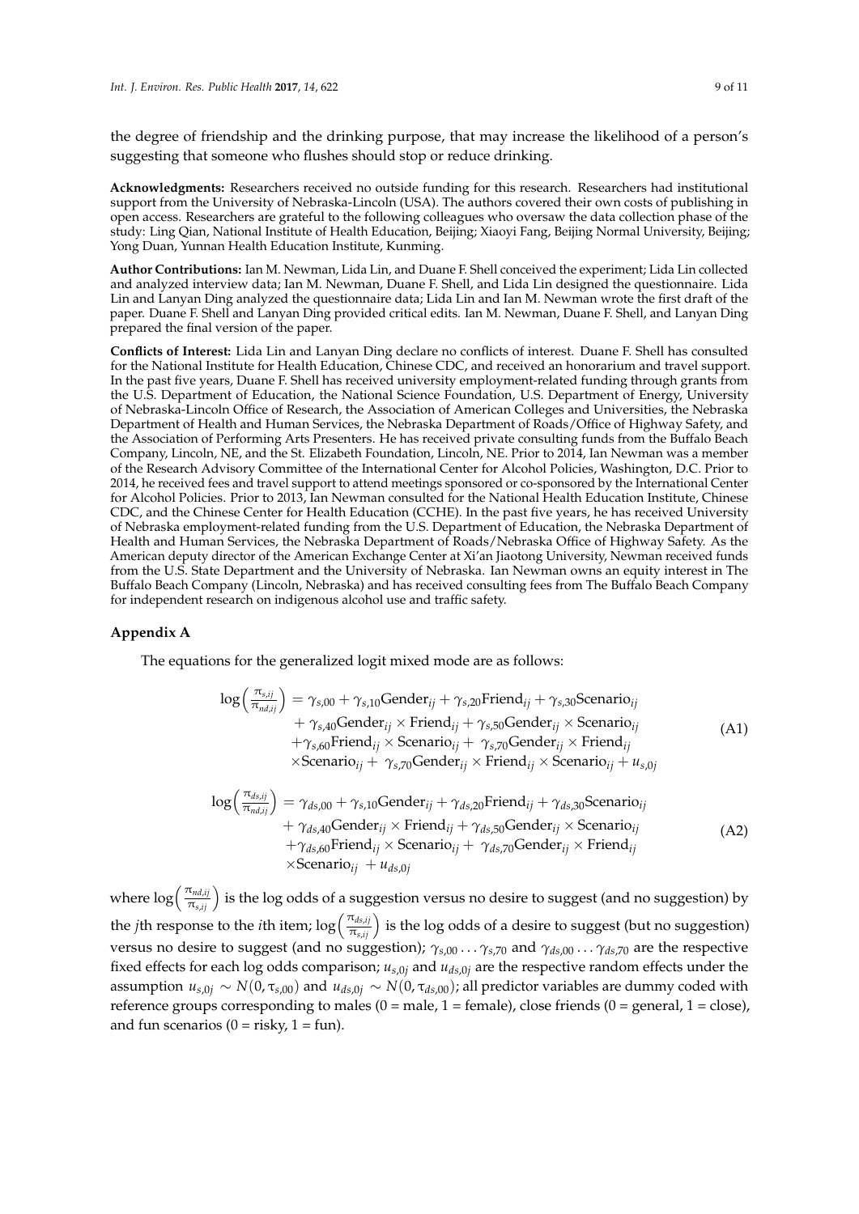the degree of friendship and the drinking purpose, that may increase the likelihood of a person's suggesting that someone who flushes should stop or reduce drinking.

**Acknowledgments:** Researchers received no outside funding for this research. Researchers had institutional support from the University of Nebraska-Lincoln (USA). The authors covered their own costs of publishing in open access. Researchers are grateful to the following colleagues who oversaw the data collection phase of the study: Ling Qian, National Institute of Health Education, Beijing; Xiaoyi Fang, Beijing Normal University, Beijing; Yong Duan, Yunnan Health Education Institute, Kunming.

**Author Contributions:** Ian M. Newman, Lida Lin, and Duane F. Shell conceived the experiment; Lida Lin collected and analyzed interview data; Ian M. Newman, Duane F. Shell, and Lida Lin designed the questionnaire. Lida Lin and Lanyan Ding analyzed the questionnaire data; Lida Lin and Ian M. Newman wrote the first draft of the paper. Duane F. Shell and Lanyan Ding provided critical edits. Ian M. Newman, Duane F. Shell, and Lanyan Ding prepared the final version of the paper.

**Conflicts of Interest:** Lida Lin and Lanyan Ding declare no conflicts of interest. Duane F. Shell has consulted for the National Institute for Health Education, Chinese CDC, and received an honorarium and travel support. In the past five years, Duane F. Shell has received university employment-related funding through grants from the U.S. Department of Education, the National Science Foundation, U.S. Department of Energy, University of Nebraska-Lincoln Office of Research, the Association of American Colleges and Universities, the Nebraska Department of Health and Human Services, the Nebraska Department of Roads/Office of Highway Safety, and the Association of Performing Arts Presenters. He has received private consulting funds from the Buffalo Beach Company, Lincoln, NE, and the St. Elizabeth Foundation, Lincoln, NE. Prior to 2014, Ian Newman was a member of the Research Advisory Committee of the International Center for Alcohol Policies, Washington, D.C. Prior to 2014, he received fees and travel support to attend meetings sponsored or co-sponsored by the International Center for Alcohol Policies. Prior to 2013, Ian Newman consulted for the National Health Education Institute, Chinese CDC, and the Chinese Center for Health Education (CCHE). In the past five years, he has received University of Nebraska employment-related funding from the U.S. Department of Education, the Nebraska Department of Health and Human Services, the Nebraska Department of Roads/Nebraska Office of Highway Safety. As the American deputy director of the American Exchange Center at Xi'an Jiaotong University, Newman received funds from the U.S. State Department and the University of Nebraska. Ian Newman owns an equity interest in The Buffalo Beach Company (Lincoln, Nebraska) and has received consulting fees from The Buffalo Beach Company for independent research on indigenous alcohol use and traffic safety.

## Appendix A

The equations for the generalized logit mixed mode are as follows:

$$
\begin{aligned}
\log\left(\frac{\pi_{s,ij}}{\pi_{nd,ij}}\right) = {} & \gamma_{s,00} + \gamma_{s,10}\text{Gender}_{ij} + \gamma_{s,20}\text{Friend}_{ij} + \gamma_{s,30}\text{Scenario}_{ij} \\
& + \gamma_{s,40}\text{Gender}_{ij} \times \text{Friend}_{ij} + \gamma_{s,50}\text{Gender}_{ij} \times \text{Scenario}_{ij} \\
& + \gamma_{s,60}\text{Friend}_{ij} \times \text{Scenario}_{ij} + \gamma_{s,70}\text{Gender}_{ij} \times \text{Friend}_{ij} \\
& \times \text{Scenario}_{ij} + \gamma_{s,70}\text{Gender}_{ij} \times \text{Friend}_{ij} \times \text{Scenario}_{ij} + u_{s,0j}
\end{aligned} \tag{A1}
$$

$$
\begin{aligned}
\log\left(\frac{\pi_{ds,ij}}{\pi_{nd,ij}}\right) = {} & \gamma_{ds,00} + \gamma_{s,10}\text{Gender}_{ij} + \gamma_{ds,20}\text{Friend}_{ij} + \gamma_{ds,30}\text{Scenario}_{ij} \\
& + \gamma_{ds,40}\text{Gender}_{ij} \times \text{Friend}_{ij} + \gamma_{ds,50}\text{Gender}_{ij} \times \text{Scenario}_{ij} \\
& + \gamma_{ds,60}\text{Friend}_{ij} \times \text{Scenario}_{ij} + \gamma_{ds,70}\text{Gender}_{ij} \times \text{Friend}_{ij} \\
& \times \text{Scenario}_{ij} + u_{ds,0j}
\end{aligned} \tag{A2}
$$

where $\log\left(\frac{\pi_{nd,ij}}{\pi_{s,ij}}\right)$ is the log odds of a suggestion versus no desire to suggest (and no suggestion) by the $j$th response to the $i$th item; $\log\left(\frac{\pi_{ds,ij}}{\pi_{s,ij}}\right)$ is the log odds of a desire to suggest (but no suggestion) versus no desire to suggest (and no suggestion); $\gamma_{s,00} \ldots \gamma_{s,70}$ and $\gamma_{ds,00} \ldots \gamma_{ds,70}$ are the respective fixed effects for each log odds comparison; $u_{s,0j}$ and $u_{ds,0j}$ are the respective random effects under the assumption $u_{s,0j} \sim N(0, \tau_{s,00})$ and $u_{ds,0j} \sim N(0, \tau_{ds,00})$; all predictor variables are dummy coded with reference groups corresponding to males (0 = male, 1 = female), close friends (0 = general, 1 = close), and fun scenarios (0 = risky, 1 = fun).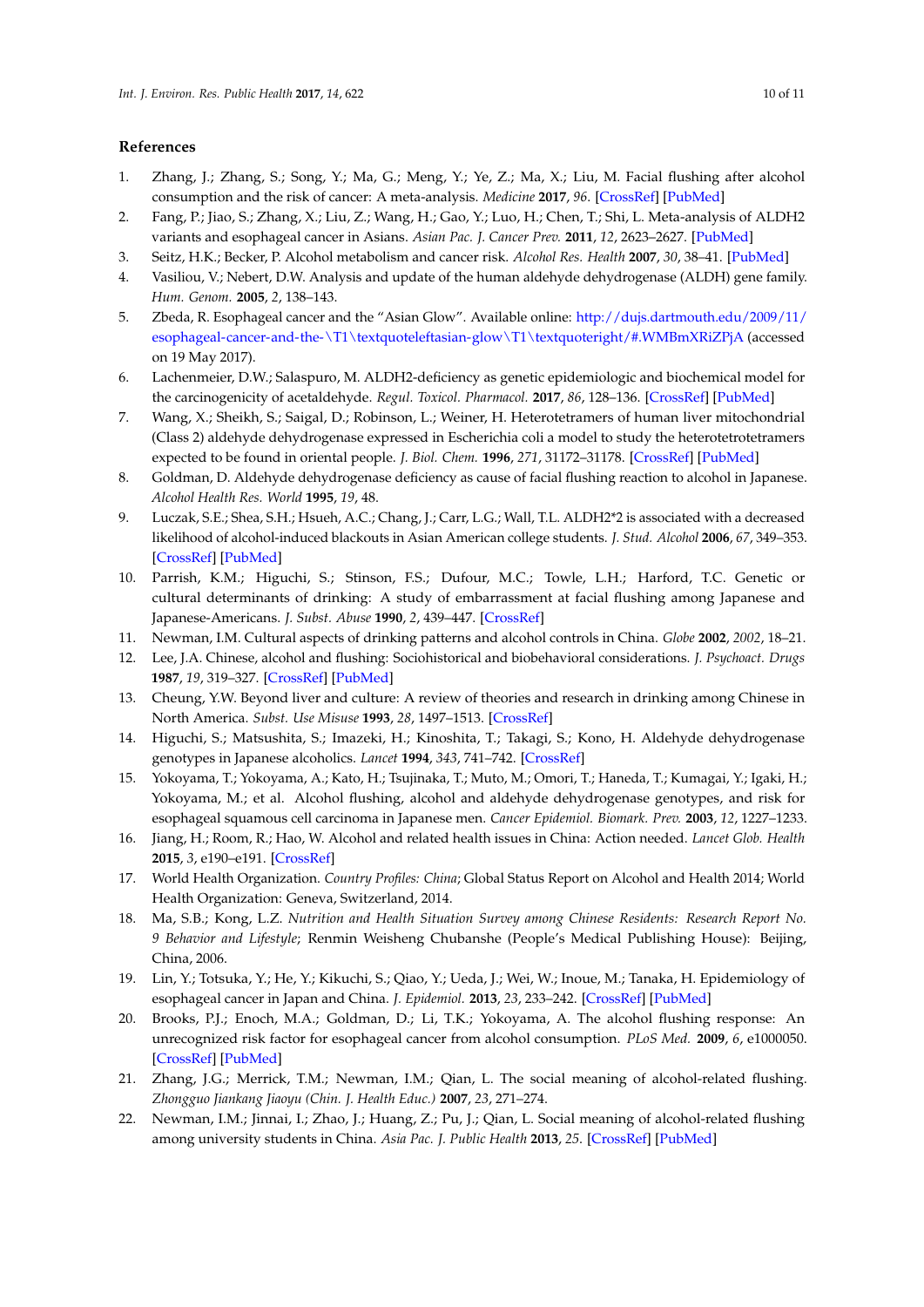## References

1. Zhang, J.; Zhang, S.; Song, Y.; Ma, G.; Meng, Y.; Ye, Z.; Ma, X.; Liu, M. Facial flushing after alcohol consumption and the risk of cancer: A meta-analysis. *Medicine* **2017**, *96*. [CrossRef] [PubMed]
2. Fang, P.; Jiao, S.; Zhang, X.; Liu, Z.; Wang, H.; Gao, Y.; Luo, H.; Chen, T.; Shi, L. Meta-analysis of ALDH2 variants and esophageal cancer in Asians. *Asian Pac. J. Cancer Prev.* **2011**, *12*, 2623–2627. [PubMed]
3. Seitz, H.K.; Becker, P. Alcohol metabolism and cancer risk. *Alcohol Res. Health* **2007**, *30*, 38–41. [PubMed]
4. Vasiliou, V.; Nebert, D.W. Analysis and update of the human aldehyde dehydrogenase (ALDH) gene family. *Hum. Genom.* **2005**, *2*, 138–143.
5. Zbeda, R. Esophageal cancer and the "Asian Glow". Available online: http://dujs.dartmouth.edu/2009/11/esophageal-cancer-and-the-\T1\textquoteleftasian-glow\T1\textquoteright/#.WMBmXRiZPjA (accessed on 19 May 2017).
6. Lachenmeier, D.W.; Salaspuro, M. ALDH2-deficiency as genetic epidemiologic and biochemical model for the carcinogenicity of acetaldehyde. *Regul. Toxicol. Pharmacol.* **2017**, *86*, 128–136. [CrossRef] [PubMed]
7. Wang, X.; Sheikh, S.; Saigal, D.; Robinson, L.; Weiner, H. Heterotetramers of human liver mitochondrial (Class 2) aldehyde dehydrogenase expressed in Escherichia coli a model to study the heterotetrotetramers expected to be found in oriental people. *J. Biol. Chem.* **1996**, *271*, 31172–31178. [CrossRef] [PubMed]
8. Goldman, D. Aldehyde dehydrogenase deficiency as cause of facial flushing reaction to alcohol in Japanese. *Alcohol Health Res. World* **1995**, *19*, 48.
9. Luczak, S.E.; Shea, S.H.; Hsueh, A.C.; Chang, J.; Carr, L.G.; Wall, T.L. ALDH2*2 is associated with a decreased likelihood of alcohol-induced blackouts in Asian American college students. *J. Stud. Alcohol* **2006**, *67*, 349–353. [CrossRef] [PubMed]
10. Parrish, K.M.; Higuchi, S.; Stinson, F.S.; Dufour, M.C.; Towle, L.H.; Harford, T.C. Genetic or cultural determinants of drinking: A study of embarrassment at facial flushing among Japanese and Japanese-Americans. *J. Subst. Abuse* **1990**, *2*, 439–447. [CrossRef]
11. Newman, I.M. Cultural aspects of drinking patterns and alcohol controls in China. *Globe* **2002**, *2002*, 18–21.
12. Lee, J.A. Chinese, alcohol and flushing: Sociohistorical and biobehavioral considerations. *J. Psychoact. Drugs* **1987**, *19*, 319–327. [CrossRef] [PubMed]
13. Cheung, Y.W. Beyond liver and culture: A review of theories and research in drinking among Chinese in North America. *Subst. Use Misuse* **1993**, *28*, 1497–1513. [CrossRef]
14. Higuchi, S.; Matsushita, S.; Imazeki, H.; Kinoshita, T.; Takagi, S.; Kono, H. Aldehyde dehydrogenase genotypes in Japanese alcoholics. *Lancet* **1994**, *343*, 741–742. [CrossRef]
15. Yokoyama, T.; Yokoyama, A.; Kato, H.; Tsujinaka, T.; Muto, M.; Omori, T.; Haneda, T.; Kumagai, Y.; Igaki, H.; Yokoyama, M.; et al. Alcohol flushing, alcohol and aldehyde dehydrogenase genotypes, and risk for esophageal squamous cell carcinoma in Japanese men. *Cancer Epidemiol. Biomark. Prev.* **2003**, *12*, 1227–1233.
16. Jiang, H.; Room, R.; Hao, W. Alcohol and related health issues in China: Action needed. *Lancet Glob. Health* **2015**, *3*, e190–e191. [CrossRef]
17. World Health Organization. *Country Profiles: China*; Global Status Report on Alcohol and Health 2014; World Health Organization: Geneva, Switzerland, 2014.
18. Ma, S.B.; Kong, L.Z. *Nutrition and Health Situation Survey among Chinese Residents: Research Report No. 9 Behavior and Lifestyle*; Renmin Weisheng Chubanshe (People's Medical Publishing House): Beijing, China, 2006.
19. Lin, Y.; Totsuka, Y.; He, Y.; Kikuchi, S.; Qiao, Y.; Ueda, J.; Wei, W.; Inoue, M.; Tanaka, H. Epidemiology of esophageal cancer in Japan and China. *J. Epidemiol.* **2013**, *23*, 233–242. [CrossRef] [PubMed]
20. Brooks, P.J.; Enoch, M.A.; Goldman, D.; Li, T.K.; Yokoyama, A. The alcohol flushing response: An unrecognized risk factor for esophageal cancer from alcohol consumption. *PLoS Med.* **2009**, *6*, e1000050. [CrossRef] [PubMed]
21. Zhang, J.G.; Merrick, T.M.; Newman, I.M.; Qian, L. The social meaning of alcohol-related flushing. *Zhongguo Jiankang Jiaoyu (Chin. J. Health Educ.)* **2007**, *23*, 271–274.
22. Newman, I.M.; Jinnai, I.; Zhao, J.; Huang, Z.; Pu, J.; Qian, L. Social meaning of alcohol-related flushing among university students in China. *Asia Pac. J. Public Health* **2013**, *25*. [CrossRef] [PubMed]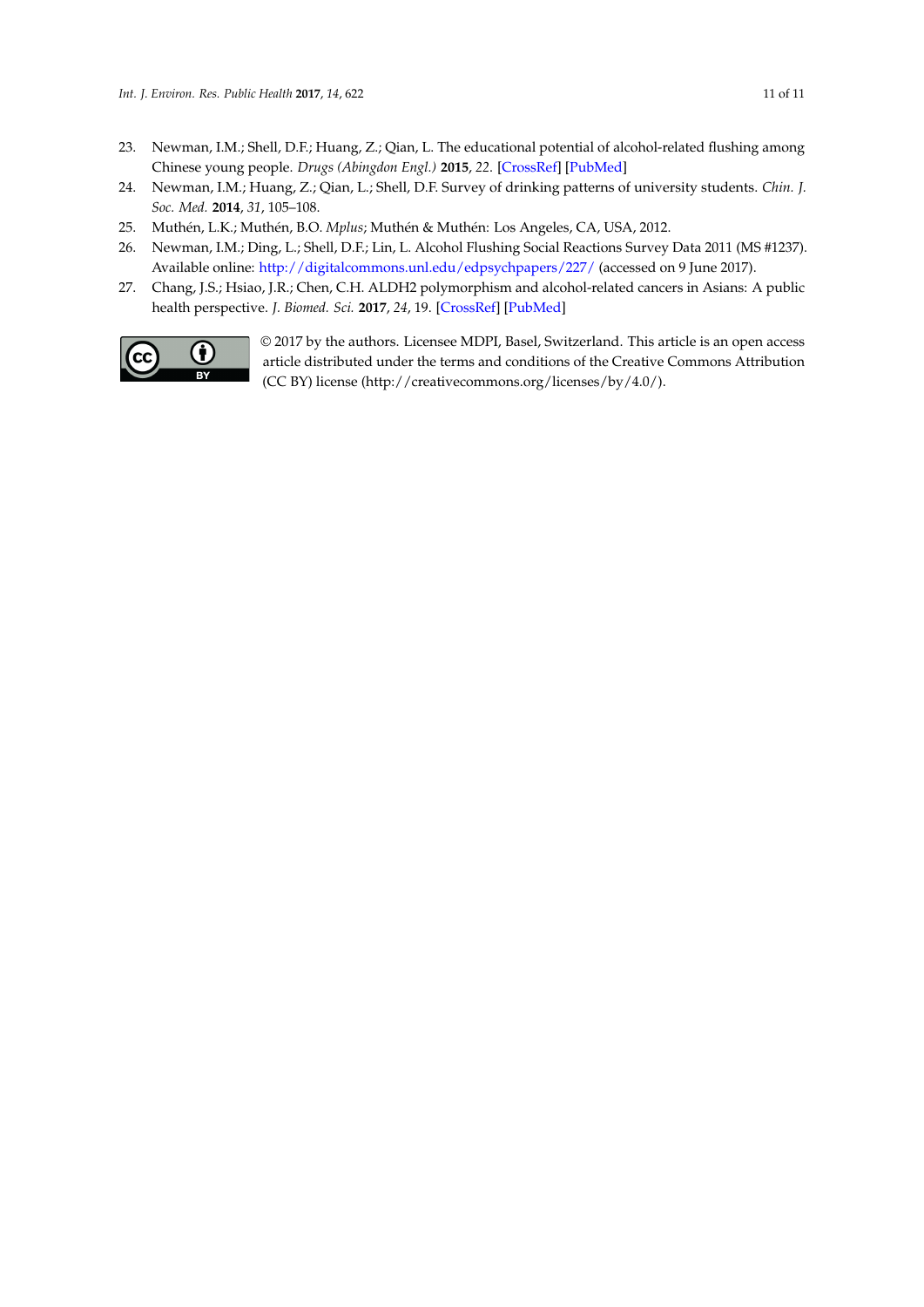23. Newman, I.M.; Shell, D.F.; Huang, Z.; Qian, L. The educational potential of alcohol-related flushing among Chinese young people. *Drugs (Abingdon Engl.)* **2015**, *22*. [CrossRef] [PubMed]
24. Newman, I.M.; Huang, Z.; Qian, L.; Shell, D.F. Survey of drinking patterns of university students. *Chin. J. Soc. Med.* **2014**, *31*, 105–108.
25. Muthén, L.K.; Muthén, B.O. *Mplus*; Muthén & Muthén: Los Angeles, CA, USA, 2012.
26. Newman, I.M.; Ding, L.; Shell, D.F.; Lin, L. Alcohol Flushing Social Reactions Survey Data 2011 (MS #1237). Available online: http://digitalcommons.unl.edu/edpsychpapers/227/ (accessed on 9 June 2017).
27. Chang, J.S.; Hsiao, J.R.; Chen, C.H. ALDH2 polymorphism and alcohol-related cancers in Asians: A public health perspective. *J. Biomed. Sci.* **2017**, *24*, 19. [CrossRef] [PubMed]

© 2017 by the authors. Licensee MDPI, Basel, Switzerland. This article is an open access article distributed under the terms and conditions of the Creative Commons Attribution (CC BY) license (http://creativecommons.org/licenses/by/4.0/).